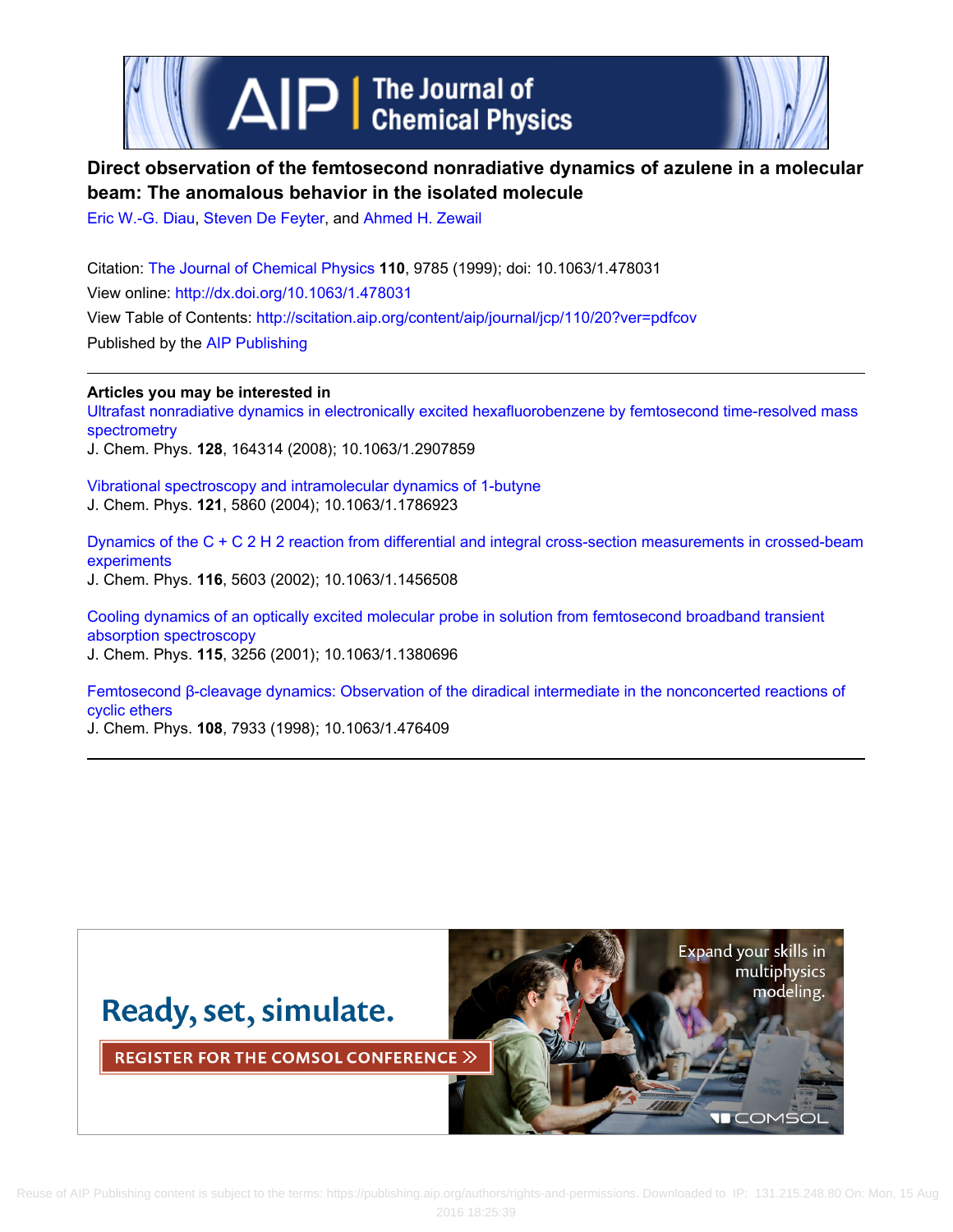# Direct observation of the femtosecond nonradiative dynamics of azulene in a molecular beam: The anomalous behavior in the isolated molecule

Eric W.-G. Diau, Steven De Feyter, and Ahmed H. Zewail

Citation: The Journal of Chemical Physics **110**, 9785 (1999); doi: 10.1063/1.478031

View online: http://dx.doi.org/10.1063/1.478031

View Table of Contents: http://scitation.aip.org/content/aip/journal/jcp/110/20?ver=pdfcov

Published by the AIP Publishing

---

**Articles you may be interested in**

Ultrafast nonradiative dynamics in electronically excited hexafluorobenzene by femtosecond time-resolved mass spectrometry
J. Chem. Phys. **128**, 164314 (2008); 10.1063/1.2907859

Vibrational spectroscopy and intramolecular dynamics of 1-butyne
J. Chem. Phys. **121**, 5860 (2004); 10.1063/1.1786923

Dynamics of the C + C 2 H 2 reaction from differential and integral cross-section measurements in crossed-beam experiments
J. Chem. Phys. **116**, 5603 (2002); 10.1063/1.1456508

Cooling dynamics of an optically excited molecular probe in solution from femtosecond broadband transient absorption spectroscopy
J. Chem. Phys. **115**, 3256 (2001); 10.1063/1.1380696

Femtosecond β-cleavage dynamics: Observation of the diradical intermediate in the nonconcerted reactions of cyclic ethers
J. Chem. Phys. **108**, 7933 (1998); 10.1063/1.476409

---

Ready, set, simulate.

REGISTER FOR THE COMSOL CONFERENCE »

Expand your skills in multiphysics modeling.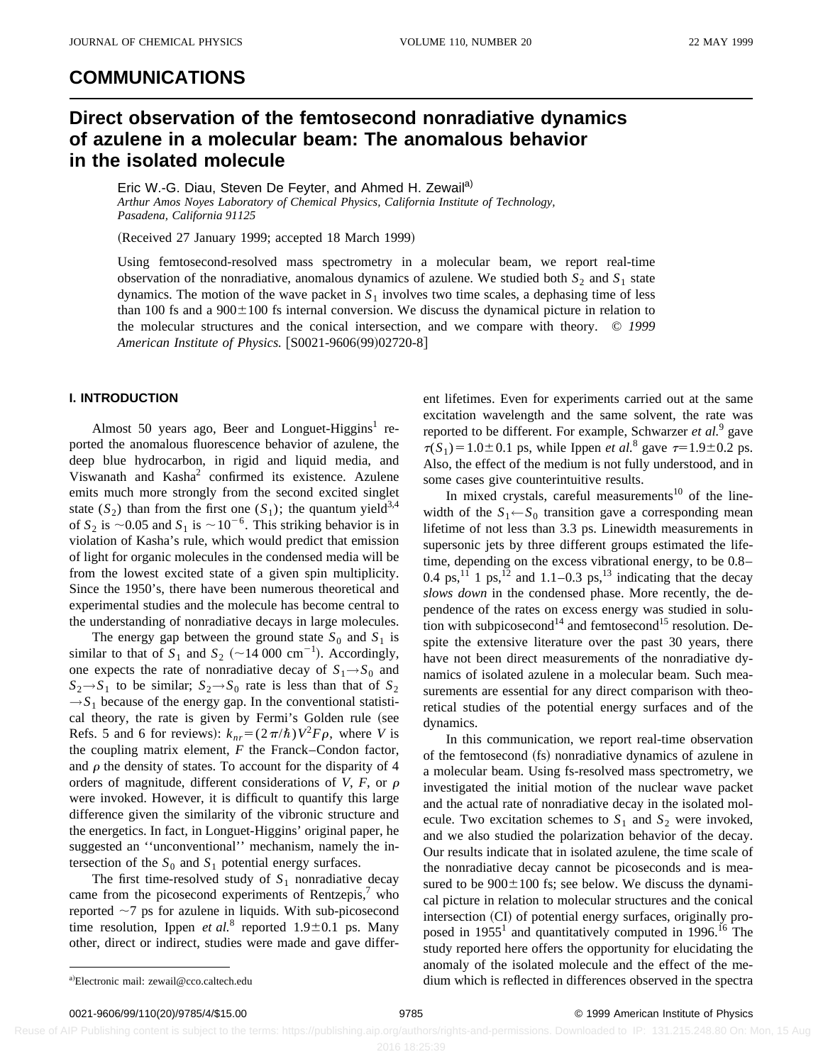# COMMUNICATIONS

# Direct observation of the femtosecond nonradiative dynamics of azulene in a molecular beam: The anomalous behavior in the isolated molecule

Eric W.-G. Diau, Steven De Feyter, and Ahmed H. Zewail[a)]

*Arthur Amos Noyes Laboratory of Chemical Physics, California Institute of Technology, Pasadena, California 91125*

(Received 27 January 1999; accepted 18 March 1999)

Using femtosecond-resolved mass spectrometry in a molecular beam, we report real-time observation of the nonradiative, anomalous dynamics of azulene. We studied both $S_2$ and $S_1$ state dynamics. The motion of the wave packet in $S_1$ involves two time scales, a dephasing time of less than 100 fs and a 900±100 fs internal conversion. We discuss the dynamical picture in relation to the molecular structures and the conical intersection, and we compare with theory. © *1999 American Institute of Physics.* [S0021-9606(99)02720-8]

## I. INTRODUCTION

Almost 50 years ago, Beer and Longuet-Higgins[1] reported the anomalous fluorescence behavior of azulene, the deep blue hydrocarbon, in rigid and liquid media, and Viswanath and Kasha[2] confirmed its existence. Azulene emits much more strongly from the second excited singlet state ($S_2$) than from the first one ($S_1$); the quantum yield[3,4] of $S_2$ is ~0.05 and $S_1$ is ~$10^{-6}$. This striking behavior is in violation of Kasha's rule, which would predict that emission of light for organic molecules in the condensed media will be from the lowest excited state of a given spin multiplicity. Since the 1950's, there have been numerous theoretical and experimental studies and the molecule has become central to the understanding of nonradiative decays in large molecules.

The energy gap between the ground state $S_0$ and $S_1$ is similar to that of $S_1$ and $S_2$ (~14 000 cm$^{-1}$). Accordingly, one expects the rate of nonradiative decay of $S_1 \rightarrow S_0$ and $S_2 \rightarrow S_1$ to be similar; $S_2 \rightarrow S_0$ rate is less than that of $S_2 \rightarrow S_1$ because of the energy gap. In the conventional statistical theory, the rate is given by Fermi's Golden rule (see Refs. 5 and 6 for reviews): $k_{nr} = (2\pi/\hbar)V^2 F\rho$, where $V$ is the coupling matrix element, $F$ the Franck–Condon factor, and $\rho$ the density of states. To account for the disparity of 4 orders of magnitude, different considerations of $V$, $F$, or $\rho$ were invoked. However, it is difficult to quantify this large difference given the similarity of the vibronic structure and the energetics. In fact, in Longuet-Higgins' original paper, he suggested an ''unconventional'' mechanism, namely the intersection of the $S_0$ and $S_1$ potential energy surfaces.

The first time-resolved study of $S_1$ nonradiative decay came from the picosecond experiments of Rentzepis,[7] who reported ~7 ps for azulene in liquids. With sub-picosecond time resolution, Ippen *et al.*[8] reported 1.9±0.1 ps. Many other, direct or indirect, studies were made and gave different lifetimes. Even for experiments carried out at the same excitation wavelength and the same solvent, the rate was reported to be different. For example, Schwarzer *et al.*[9] gave $\tau(S_1) = 1.0 \pm 0.1$ ps, while Ippen *et al.*[8] gave $\tau = 1.9 \pm 0.2$ ps. Also, the effect of the medium is not fully understood, and in some cases give counterintuitive results.

In mixed crystals, careful measurements[10] of the linewidth of the $S_1 \leftarrow S_0$ transition gave a corresponding mean lifetime of not less than 3.3 ps. Linewidth measurements in supersonic jets by three different groups estimated the lifetime, depending on the excess vibrational energy, to be 0.8–0.4 ps,[11] 1 ps,[12] and 1.1–0.3 ps,[13] indicating that the decay *slows down* in the condensed phase. More recently, the dependence of the rates on excess energy was studied in solution with subpicosecond[14] and femtosecond[15] resolution. Despite the extensive literature over the past 30 years, there have not been direct measurements of the nonradiative dynamics of isolated azulene in a molecular beam. Such measurements are essential for any direct comparison with theoretical studies of the potential energy surfaces and of the dynamics.

In this communication, we report real-time observation of the femtosecond (fs) nonradiative dynamics of azulene in a molecular beam. Using fs-resolved mass spectrometry, we investigated the initial motion of the nuclear wave packet and the actual rate of nonradiative decay in the isolated molecule. Two excitation schemes to $S_1$ and $S_2$ were invoked, and we also studied the polarization behavior of the decay. Our results indicate that in isolated azulene, the time scale of the nonradiative decay cannot be picoseconds and is measured to be 900±100 fs; see below. We discuss the dynamical picture in relation to molecular structures and the conical intersection (CI) of potential energy surfaces, originally proposed in 1955[1] and quantitatively computed in 1996.[16] The study reported here offers the opportunity for elucidating the anomaly of the isolated molecule and the effect of the medium which is reflected in differences observed in the spectra

[a)]Electronic mail: zewail@cco.caltech.edu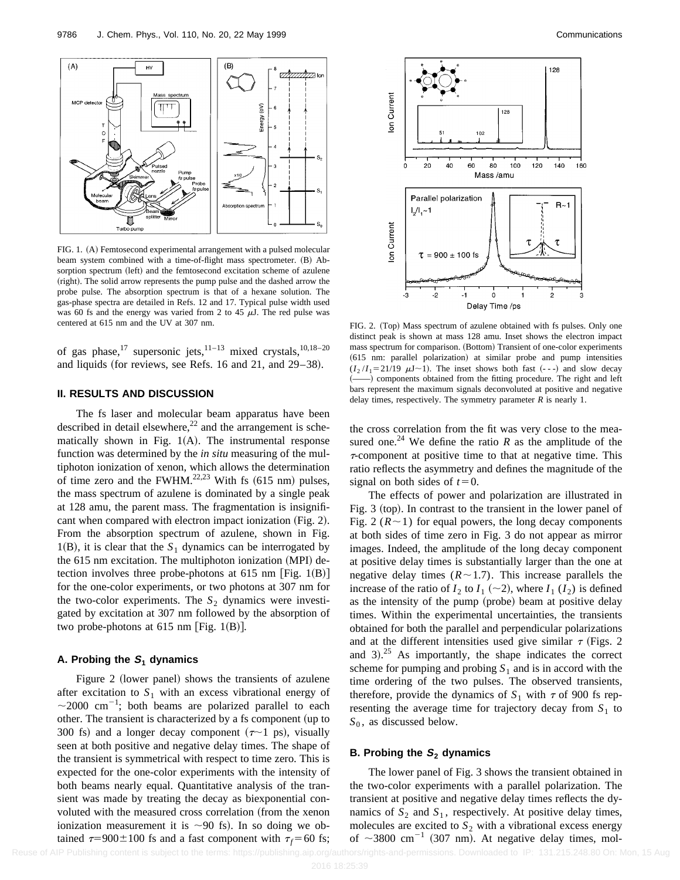FIG. 1. (A) Femtosecond experimental arrangement with a pulsed molecular beam system combined with a time-of-flight mass spectrometer. (B) Absorption spectrum (left) and the femtosecond excitation scheme of azulene (right). The solid arrow represents the pump pulse and the dashed arrow the probe pulse. The absorption spectrum is that of a hexane solution. The gas-phase spectra are detailed in Refs. 12 and 17. Typical pulse width used was 60 fs and the energy was varied from 2 to 45 $\mu$J. The red pulse was centered at 615 nm and the UV at 307 nm.

of gas phase,[17] supersonic jets,[11–13] mixed crystals,[10,18–20] and liquids (for reviews, see Refs. 16 and 21, and 29–38).

## II. RESULTS AND DISCUSSION

The fs laser and molecular beam apparatus have been described in detail elsewhere,[22] and the arrangement is schematically shown in Fig. 1(A). The instrumental response function was determined by the *in situ* measuring of the multiphoton ionization of xenon, which allows the determination of time zero and the FWHM.[22,23] With fs (615 nm) pulses, the mass spectrum of azulene is dominated by a single peak at 128 amu, the parent mass. The fragmentation is insignificant when compared with electron impact ionization (Fig. 2). From the absorption spectrum of azulene, shown in Fig. 1(B), it is clear that the $S_1$ dynamics can be interrogated by the 615 nm excitation. The multiphoton ionization (MPI) detection involves three probe-photons at 615 nm [Fig. 1(B)] for the one-color experiments, or two photons at 307 nm for the two-color experiments. The $S_2$ dynamics were investigated by excitation at 307 nm followed by the absorption of two probe-photons at 615 nm [Fig. 1(B)].

### A. Probing the $S_1$ dynamics

Figure 2 (lower panel) shows the transients of azulene after excitation to $S_1$ with an excess vibrational energy of $\sim$2000 cm$^{-1}$; both beams are polarized parallel to each other. The transient is characterized by a fs component (up to 300 fs) and a longer decay component ($\tau \sim 1$ ps), visually seen at both positive and negative delay times. The shape of the transient is symmetrical with respect to time zero. This is expected for the one-color experiments with the intensity of both beams nearly equal. Quantitative analysis of the transient was made by treating the decay as biexponential convoluted with the measured cross correlation (from the xenon ionization measurement it is $\sim$90 fs). In so doing we obtained $\tau = 900 \pm 100$ fs and a fast component with $\tau_f = 60$ fs; the cross correlation from the fit was very close to the measured one.[24] We define the ratio $R$ as the amplitude of the $\tau$-component at positive time to that at negative time. This ratio reflects the asymmetry and defines the magnitude of the signal on both sides of $t = 0$.

FIG. 2. (Top) Mass spectrum of azulene obtained with fs pulses. Only one distinct peak is shown at mass 128 amu. Inset shows the electron impact mass spectrum for comparison. (Bottom) Transient of one-color experiments (615 nm: parallel polarization) at similar probe and pump intensities ($I_2/I_1 = 21/19$ $\mu$J$\sim$1). The inset shows both fast (- - -) and slow decay (——) components obtained from the fitting procedure. The right and left bars represent the maximum signals deconvoluted at positive and negative delay times, respectively. The symmetry parameter $R$ is nearly 1.

The effects of power and polarization are illustrated in Fig. 3 (top). In contrast to the transient in the lower panel of Fig. 2 ($R \sim 1$) for equal powers, the long decay components at both sides of time zero in Fig. 3 do not appear as mirror images. Indeed, the amplitude of the long decay component at positive delay times is substantially larger than the one at negative delay times ($R \sim 1.7$). This increase parallels the increase of the ratio of $I_2$ to $I_1$ ($\sim$2), where $I_1$ ($I_2$) is defined as the intensity of the pump (probe) beam at positive delay times. Within the experimental uncertainties, the transients obtained for both the parallel and perpendicular polarizations and at the different intensities used give similar $\tau$ (Figs. 2 and 3).[25] As importantly, the shape indicates the correct scheme for pumping and probing $S_1$ and is in accord with the time ordering of the two pulses. The observed transients, therefore, provide the dynamics of $S_1$ with $\tau$ of 900 fs representing the average time for trajectory decay from $S_1$ to $S_0$, as discussed below.

### B. Probing the $S_2$ dynamics

The lower panel of Fig. 3 shows the transient obtained in the two-color experiments with a parallel polarization. The transient at positive and negative delay times reflects the dynamics of $S_2$ and $S_1$, respectively. At positive delay times, molecules are excited to $S_2$ with a vibrational excess energy of $\sim$3800 cm$^{-1}$ (307 nm). At negative delay times, mol-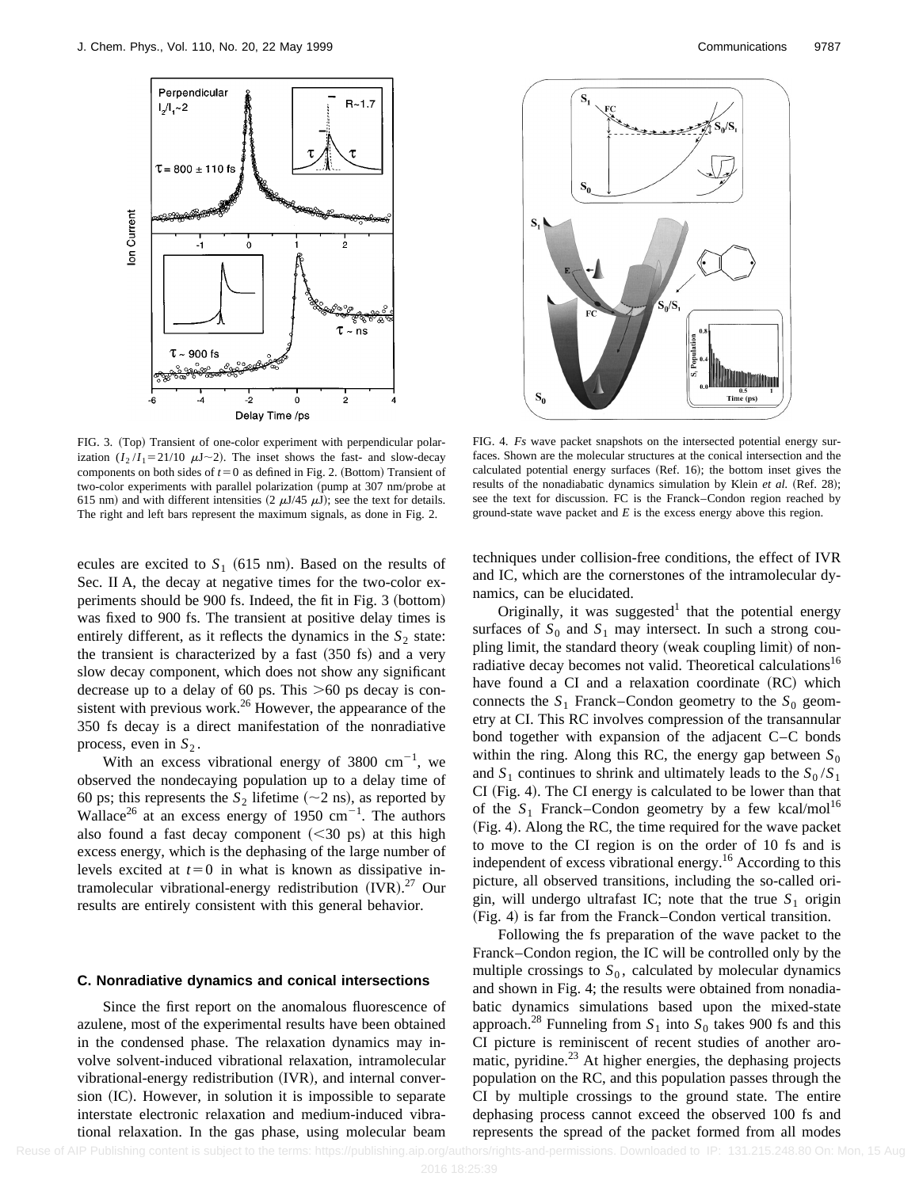FIG. 3. (Top) Transient of one-color experiment with perpendicular polarization ($I_2/I_1=21/10$ μJ∼2). The inset shows the fast- and slow-decay components on both sides of $t=0$ as defined in Fig. 2. (Bottom) Transient of two-color experiments with parallel polarization (pump at 307 nm/probe at 615 nm) and with different intensities (2 μJ/45 μJ); see the text for details. The right and left bars represent the maximum signals, as done in Fig. 2.

FIG. 4. *Fs* wave packet snapshots on the intersected potential energy surfaces. Shown are the molecular structures at the conical intersection and the calculated potential energy surfaces (Ref. 16); the bottom inset gives the results of the nonadiabatic dynamics simulation by Klein *et al.* (Ref. 28); see the text for discussion. FC is the Franck–Condon region reached by ground-state wave packet and $E$ is the excess energy above this region.

ecules are excited to $S_1$ (615 nm). Based on the results of Sec. II A, the decay at negative times for the two-color experiments should be 900 fs. Indeed, the fit in Fig. 3 (bottom) was fixed to 900 fs. The transient at positive delay times is entirely different, as it reflects the dynamics in the $S_2$ state: the transient is characterized by a fast (350 fs) and a very slow decay component, which does not show any significant decrease up to a delay of 60 ps. This >60 ps decay is consistent with previous work.[26] However, the appearance of the 350 fs decay is a direct manifestation of the nonradiative process, even in $S_2$.

With an excess vibrational energy of 3800 cm$^{-1}$, we observed the nondecaying population up to a delay time of 60 ps; this represents the $S_2$ lifetime (∼2 ns), as reported by Wallace[26] at an excess energy of 1950 cm$^{-1}$. The authors also found a fast decay component (<30 ps) at this high excess energy, which is the dephasing of the large number of levels excited at $t=0$ in what is known as dissipative intramolecular vibrational-energy redistribution (IVR).[27] Our results are entirely consistent with this general behavior.

### C. Nonradiative dynamics and conical intersections

Since the first report on the anomalous fluorescence of azulene, most of the experimental results have been obtained in the condensed phase. The relaxation dynamics may involve solvent-induced vibrational relaxation, intramolecular vibrational-energy redistribution (IVR), and internal conversion (IC). However, in solution it is impossible to separate interstate electronic relaxation and medium-induced vibrational relaxation. In the gas phase, using molecular beam techniques under collision-free conditions, the effect of IVR and IC, which are the cornerstones of the intramolecular dynamics, can be elucidated.

Originally, it was suggested[1] that the potential energy surfaces of $S_0$ and $S_1$ may intersect. In such a strong coupling limit, the standard theory (weak coupling limit) of nonradiative decay becomes not valid. Theoretical calculations[16] have found a CI and a relaxation coordinate (RC) which connects the $S_1$ Franck–Condon geometry to the $S_0$ geometry at CI. This RC involves compression of the transannular bond together with expansion of the adjacent C–C bonds within the ring. Along this RC, the energy gap between $S_0$ and $S_1$ continues to shrink and ultimately leads to the $S_0/S_1$ CI (Fig. 4). The CI energy is calculated to be lower than that of the $S_1$ Franck–Condon geometry by a few kcal/mol[16] (Fig. 4). Along the RC, the time required for the wave packet to move to the CI region is on the order of 10 fs and is independent of excess vibrational energy.[16] According to this picture, all observed transitions, including the so-called origin, will undergo ultrafast IC; note that the true $S_1$ origin (Fig. 4) is far from the Franck–Condon vertical transition.

Following the fs preparation of the wave packet to the Franck–Condon region, the IC will be controlled only by the multiple crossings to $S_0$, calculated by molecular dynamics and shown in Fig. 4; the results were obtained from nonadiabatic dynamics simulations based upon the mixed-state approach.[28] Funneling from $S_1$ into $S_0$ takes 900 fs and this CI picture is reminiscent of recent studies of another aromatic, pyridine.[23] At higher energies, the dephasing projects population on the RC, and this population passes through the CI by multiple crossings to the ground state. The entire dephasing process cannot exceed the observed 100 fs and represents the spread of the packet formed from all modes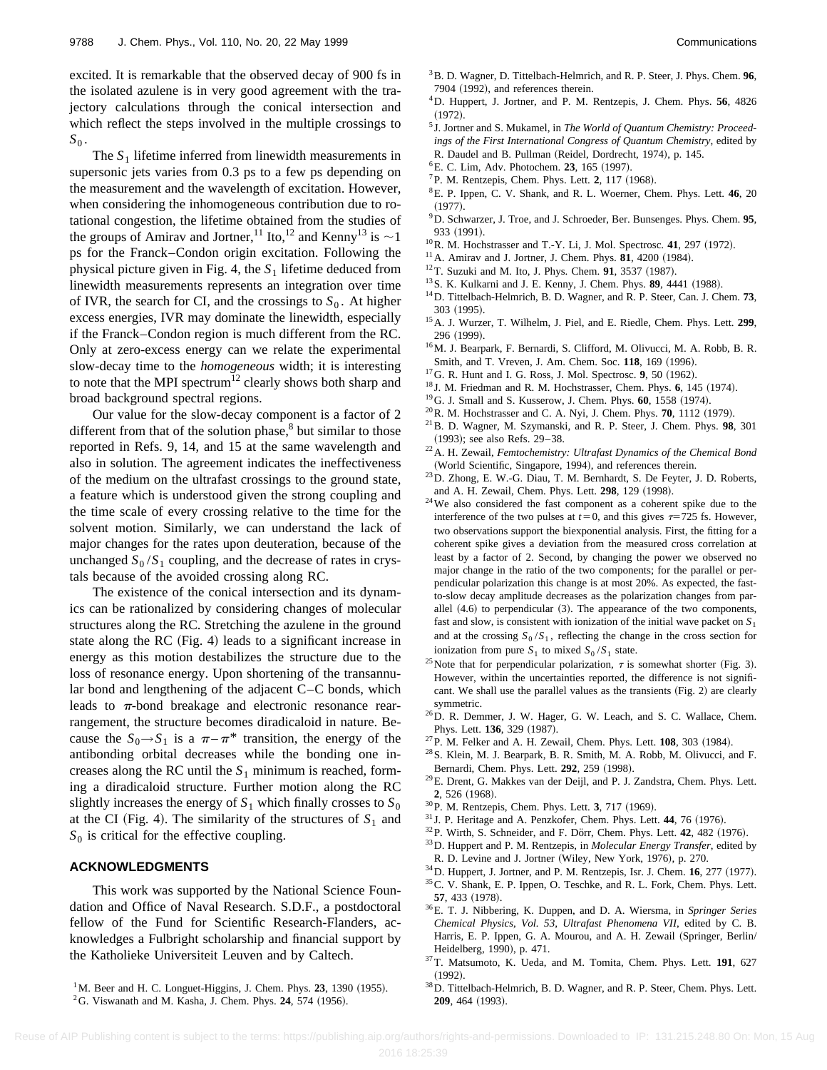excited. It is remarkable that the observed decay of 900 fs in the isolated azulene is in very good agreement with the trajectory calculations through the conical intersection and which reflect the steps involved in the multiple crossings to $S_0$.

The $S_1$ lifetime inferred from linewidth measurements in supersonic jets varies from 0.3 ps to a few ps depending on the measurement and the wavelength of excitation. However, when considering the inhomogeneous contribution due to rotational congestion, the lifetime obtained from the studies of the groups of Amirav and Jortner,[11] Ito,[12] and Kenny[13] is ~1 ps for the Franck–Condon origin excitation. Following the physical picture given in Fig. 4, the $S_1$ lifetime deduced from linewidth measurements represents an integration over time of IVR, the search for CI, and the crossings to $S_0$. At higher excess energies, IVR may dominate the linewidth, especially if the Franck–Condon region is much different from the RC. Only at zero-excess energy can we relate the experimental slow-decay time to the *homogeneous* width; it is interesting to note that the MPI spectrum[12] clearly shows both sharp and broad background spectral regions.

Our value for the slow-decay component is a factor of 2 different from that of the solution phase,[8] but similar to those reported in Refs. 9, 14, and 15 at the same wavelength and also in solution. The agreement indicates the ineffectiveness of the medium on the ultrafast crossings to the ground state, a feature which is understood given the strong coupling and the time scale of every crossing relative to the time for the solvent motion. Similarly, we can understand the lack of major changes for the rates upon deuteration, because of the unchanged $S_0/S_1$ coupling, and the decrease of rates in crystals because of the avoided crossing along RC.

The existence of the conical intersection and its dynamics can be rationalized by considering changes of molecular structures along the RC. Stretching the azulene in the ground state along the RC (Fig. 4) leads to a significant increase in energy as this motion destabilizes the structure due to the loss of resonance energy. Upon shortening of the transannular bond and lengthening of the adjacent C–C bonds, which leads to $\pi$-bond breakage and electronic resonance rearrangement, the structure becomes diradicaloid in nature. Because the $S_0 \rightarrow S_1$ is a $\pi - \pi^*$ transition, the energy of the antibonding orbital decreases while the bonding one increases along the RC until the $S_1$ minimum is reached, forming a diradicaloid structure. Further motion along the RC slightly increases the energy of $S_1$ which finally crosses to $S_0$ at the CI (Fig. 4). The similarity of the structures of $S_1$ and $S_0$ is critical for the effective coupling.

## ACKNOWLEDGMENTS

This work was supported by the National Science Foundation and Office of Naval Research. S.D.F., a postdoctoral fellow of the Fund for Scientific Research-Flanders, acknowledges a Fulbright scholarship and financial support by the Katholieke Universiteit Leuven and by Caltech.

[1] M. Beer and H. C. Longuet-Higgins, J. Chem. Phys. **23**, 1390 (1955).
[2] G. Viswanath and M. Kasha, J. Chem. Phys. **24**, 574 (1956).
[3] B. D. Wagner, D. Tittelbach-Helmrich, and R. P. Steer, J. Phys. Chem. **96**, 7904 (1992), and references therein.
[4] D. Huppert, J. Jortner, and P. M. Rentzepis, J. Chem. Phys. **56**, 4826 (1972).
[5] J. Jortner and S. Mukamel, in *The World of Quantum Chemistry: Proceedings of the First International Congress of Quantum Chemistry*, edited by R. Daudel and B. Pullman (Reidel, Dordrecht, 1974), p. 145.
[6] E. C. Lim, Adv. Photochem. **23**, 165 (1997).
[7] P. M. Rentzepis, Chem. Phys. Lett. **2**, 117 (1968).
[8] E. P. Ippen, C. V. Shank, and R. L. Woerner, Chem. Phys. Lett. **46**, 20 (1977).
[9] D. Schwarzer, J. Troe, and J. Schroeder, Ber. Bunsenges. Phys. Chem. **95**, 933 (1991).
[10] R. M. Hochstrasser and T.-Y. Li, J. Mol. Spectrosc. **41**, 297 (1972).
[11] A. Amirav and J. Jortner, J. Chem. Phys. **81**, 4200 (1984).
[12] T. Suzuki and M. Ito, J. Phys. Chem. **91**, 3537 (1987).
[13] S. K. Kulkarni and J. E. Kenny, J. Chem. Phys. **89**, 4441 (1988).
[14] D. Tittelbach-Helmrich, B. D. Wagner, and R. P. Steer, Can. J. Chem. **73**, 303 (1995).
[15] A. J. Wurzer, T. Wilhelm, J. Piel, and E. Riedle, Chem. Phys. Lett. **299**, 296 (1999).
[16] M. J. Bearpark, F. Bernardi, S. Clifford, M. Olivucci, M. A. Robb, B. R. Smith, and T. Vreven, J. Am. Chem. Soc. **118**, 169 (1996).
[17] G. R. Hunt and I. G. Ross, J. Mol. Spectrosc. **9**, 50 (1962).
[18] J. M. Friedman and R. M. Hochstrasser, Chem. Phys. **6**, 145 (1974).
[19] G. J. Small and S. Kusserow, J. Chem. Phys. **60**, 1558 (1974).
[20] R. M. Hochstrasser and C. A. Nyi, J. Chem. Phys. **70**, 1112 (1979).
[21] B. D. Wagner, M. Szymanski, and R. P. Steer, J. Chem. Phys. **98**, 301 (1993); see also Refs. 29–38.
[22] A. H. Zewail, *Femtochemistry: Ultrafast Dynamics of the Chemical Bond* (World Scientific, Singapore, 1994), and references therein.
[23] D. Zhong, E. W.-G. Diau, T. M. Bernhardt, S. De Feyter, J. D. Roberts, and A. H. Zewail, Chem. Phys. Lett. **298**, 129 (1998).
[24] We also considered the fast component as a coherent spike due to the interference of the two pulses at $t=0$, and this gives $\tau=725$ fs. However, two observations support the biexponential analysis. First, the fitting for a coherent spike gives a deviation from the measured cross correlation at least by a factor of 2. Second, by changing the power we observed no major change in the ratio of the two components; for the parallel or perpendicular polarization this change is at most 20%. As expected, the fast-to-slow decay amplitude decreases as the polarization changes from parallel (4.6) to perpendicular (3). The appearance of the two components, fast and slow, is consistent with ionization of the initial wave packet on $S_1$ and at the crossing $S_0/S_1$, reflecting the change in the cross section for ionization from pure $S_1$ to mixed $S_0/S_1$ state.
[25] Note that for perpendicular polarization, $\tau$ is somewhat shorter (Fig. 3). However, within the uncertainties reported, the difference is not significant. We shall use the parallel values as the transients (Fig. 2) are clearly symmetric.
[26] D. R. Demmer, J. W. Hager, G. W. Leach, and S. C. Wallace, Chem. Phys. Lett. **136**, 329 (1987).
[27] P. M. Felker and A. H. Zewail, Chem. Phys. Lett. **108**, 303 (1984).
[28] S. Klein, M. J. Bearpark, B. R. Smith, M. A. Robb, M. Olivucci, and F. Bernardi, Chem. Phys. Lett. **292**, 259 (1998).
[29] E. Drent, G. Makkes van der Deijl, and P. J. Zandstra, Chem. Phys. Lett. **2**, 526 (1968).
[30] P. M. Rentzepis, Chem. Phys. Lett. **3**, 717 (1969).
[31] J. P. Heritage and A. Penzkofer, Chem. Phys. Lett. **44**, 76 (1976).
[32] P. Wirth, S. Schneider, and F. Dörr, Chem. Phys. Lett. **42**, 482 (1976).
[33] D. Huppert and P. M. Rentzepis, in *Molecular Energy Transfer*, edited by R. D. Levine and J. Jortner (Wiley, New York, 1976), p. 270.
[34] D. Huppert, J. Jortner, and P. M. Rentzepis, Isr. J. Chem. **16**, 277 (1977).
[35] C. V. Shank, E. P. Ippen, O. Teschke, and R. L. Fork, Chem. Phys. Lett. **57**, 433 (1978).
[36] E. T. J. Nibbering, K. Duppen, and D. A. Wiersma, in *Springer Series Chemical Physics, Vol. 53, Ultrafast Phenomena VII*, edited by C. B. Harris, E. P. Ippen, G. A. Mourou, and A. H. Zewail (Springer, Berlin/Heidelberg, 1990), p. 471.
[37] T. Matsumoto, K. Ueda, and M. Tomita, Chem. Phys. Lett. **191**, 627 (1992).
[38] D. Tittelbach-Helmrich, B. D. Wagner, and R. P. Steer, Chem. Phys. Lett. **209**, 464 (1993).